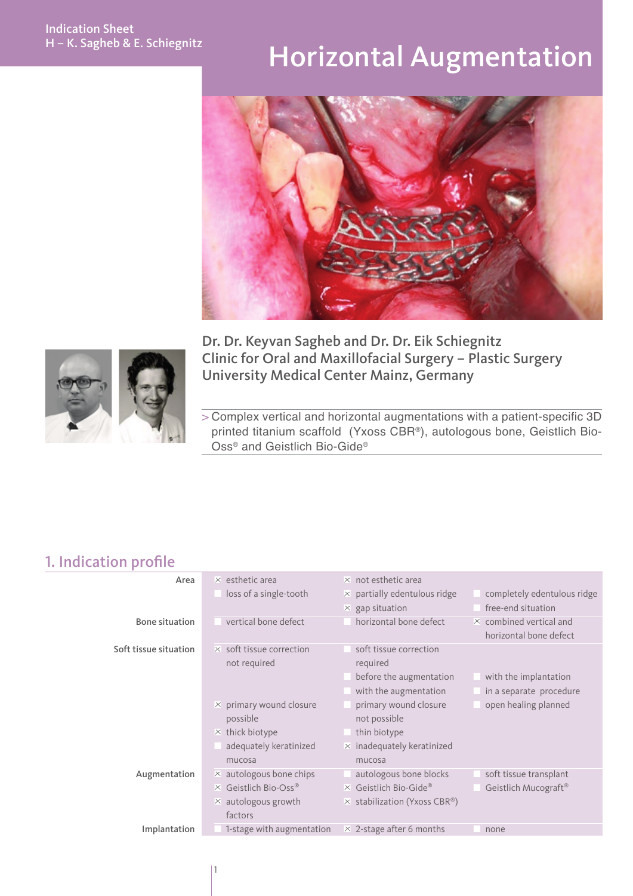Indication Sheet
H – K. Sagheb & E. Schiegnitz

# Horizontal Augmentation

**Dr. Dr. Keyvan Sagheb and Dr. Dr. Eik Schiegnitz**
**Clinic for Oral and Maxillofacial Surgery – Plastic Surgery**
**University Medical Center Mainz, Germany**

> Complex vertical and horizontal augmentations with a patient-specific 3D printed titanium scaffold (Yxoss CBR®), autologous bone, Geistlich Bio-Oss® and Geistlich Bio-Gide®

## 1. Indication profile

| | | | |
|---|---|---|---|
| **Area** | ☒ esthetic area | ☒ not esthetic area | |
| | ☐ loss of a single-tooth | ☒ partially edentulous ridge | ☐ completely edentulous ridge |
| | | ☒ gap situation | ☐ free-end situation |
| **Bone situation** | ☐ vertical bone defect | ☐ horizontal bone defect | ☒ combined vertical and horizontal bone defect |
| **Soft tissue situation** | ☒ soft tissue correction not required | ☐ soft tissue correction required | |
| | | ☐ before the augmentation | ☐ with the implantation |
| | | ☐ with the augmentation | ☐ in a separate procedure |
| | ☒ primary wound closure possible | ☐ primary wound closure not possible | ☐ open healing planned |
| | ☒ thick biotype | ☐ thin biotype | |
| | ☐ adequately keratinized mucosa | ☒ inadequately keratinized mucosa | |
| **Augmentation** | ☒ autologous bone chips | ☐ autologous bone blocks | ☐ soft tissue transplant |
| | ☒ Geistlich Bio-Oss® | ☒ Geistlich Bio-Gide® | ☐ Geistlich Mucograft® |
| | ☒ autologous growth factors | ☒ stabilization (Yxoss CBR®) | |
| **Implantation** | ☐ 1-stage with augmentation | ☒ 2-stage after 6 months | ☐ none |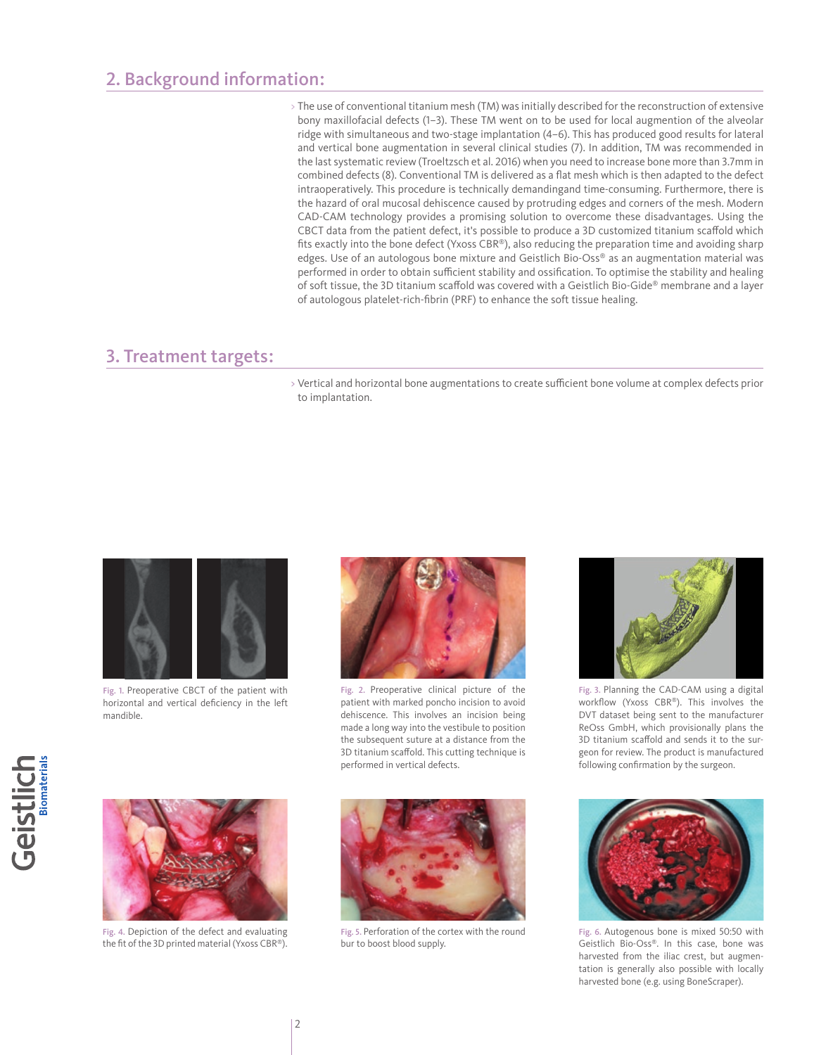## 2. Background information:

› The use of conventional titanium mesh (TM) was initially described for the reconstruction of extensive bony maxillofacial defects (1–3). These TM went on to be used for local augmentation of the alveolar ridge with simultaneous and two-stage implantation (4–6). This has produced good results for lateral and vertical bone augmentation in several clinical studies (7). In addition, TM was recommended in the last systematic review (Troeltzsch et al. 2016) when you need to increase bone more than 3.7mm in combined defects (8). Conventional TM is delivered as a flat mesh which is then adapted to the defect intraoperatively. This procedure is technically demandingand time-consuming. Furthermore, there is the hazard of oral mucosal dehiscence caused by protruding edges and corners of the mesh. Modern CAD-CAM technology provides a promising solution to overcome these disadvantages. Using the CBCT data from the patient defect, it's possible to produce a 3D customized titanium scaffold which fits exactly into the bone defect (Yxoss CBR®), also reducing the preparation time and avoiding sharp edges. Use of an autologous bone mixture and Geistlich Bio-Oss® as an augmentation material was performed in order to obtain sufficient stability and ossification. To optimise the stability and healing of soft tissue, the 3D titanium scaffold was covered with a Geistlich Bio-Gide® membrane and a layer of autologous platelet-rich-fibrin (PRF) to enhance the soft tissue healing.

## 3. Treatment targets:

› Vertical and horizontal bone augmentations to create sufficient bone volume at complex defects prior to implantation.

Fig. 1. Preoperative CBCT of the patient with horizontal and vertical deficiency in the left mandible.

Fig. 2. Preoperative clinical picture of the patient with marked poncho incision to avoid dehiscence. This involves an incision being made a long way into the vestibule to position the subsequent suture at a distance from the 3D titanium scaffold. This cutting technique is performed in vertical defects.

Fig. 3. Planning the CAD-CAM using a digital workflow (Yxoss CBR®). This involves the DVT dataset being sent to the manufacturer ReOss GmbH, which provisionally plans the 3D titanium scaffold and sends it to the surgeon for review. The product is manufactured following confirmation by the surgeon.

Fig. 4. Depiction of the defect and evaluating the fit of the 3D printed material (Yxoss CBR®).

Fig. 5. Perforation of the cortex with the round bur to boost blood supply.

Fig. 6. Autogenous bone is mixed 50:50 with Geistlich Bio-Oss®. In this case, bone was harvested from the iliac crest, but augmentation is generally also possible with locally harvested bone (e.g. using BoneScraper).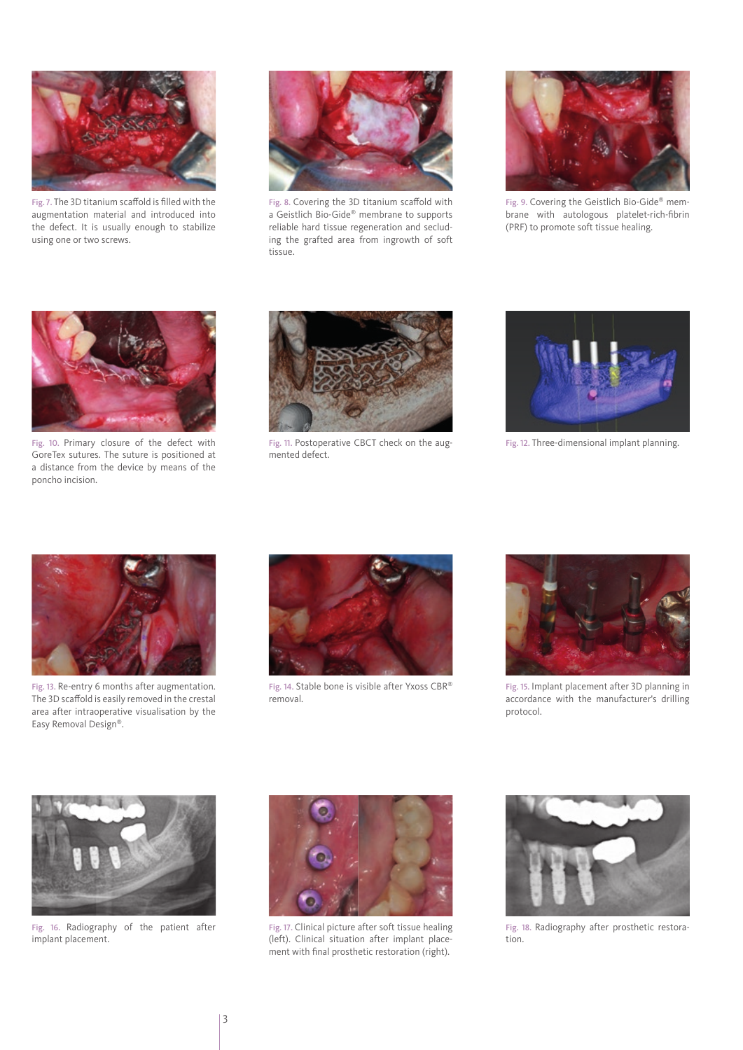Fig. 7. The 3D titanium scaffold is filled with the augmentation material and introduced into the defect. It is usually enough to stabilize using one or two screws.

Fig. 8. Covering the 3D titanium scaffold with a Geistlich Bio-Gide® membrane to supports reliable hard tissue regeneration and secluding the grafted area from ingrowth of soft tissue.

Fig. 9. Covering the Geistlich Bio-Gide® membrane with autologous platelet-rich-fibrin (PRF) to promote soft tissue healing.

Fig. 10. Primary closure of the defect with GoreTex sutures. The suture is positioned at a distance from the device by means of the poncho incision.

Fig. 11. Postoperative CBCT check on the augmented defect.

Fig. 12. Three-dimensional implant planning.

Fig. 13. Re-entry 6 months after augmentation. The 3D scaffold is easily removed in the crestal area after intraoperative visualisation by the Easy Removal Design®.

Fig. 14. Stable bone is visible after Yxoss CBR® removal.

Fig. 15. Implant placement after 3D planning in accordance with the manufacturer's drilling protocol.

Fig. 16. Radiography of the patient after implant placement.

Fig. 17. Clinical picture after soft tissue healing (left). Clinical situation after implant placement with final prosthetic restoration (right).

Fig. 18. Radiography after prosthetic restoration.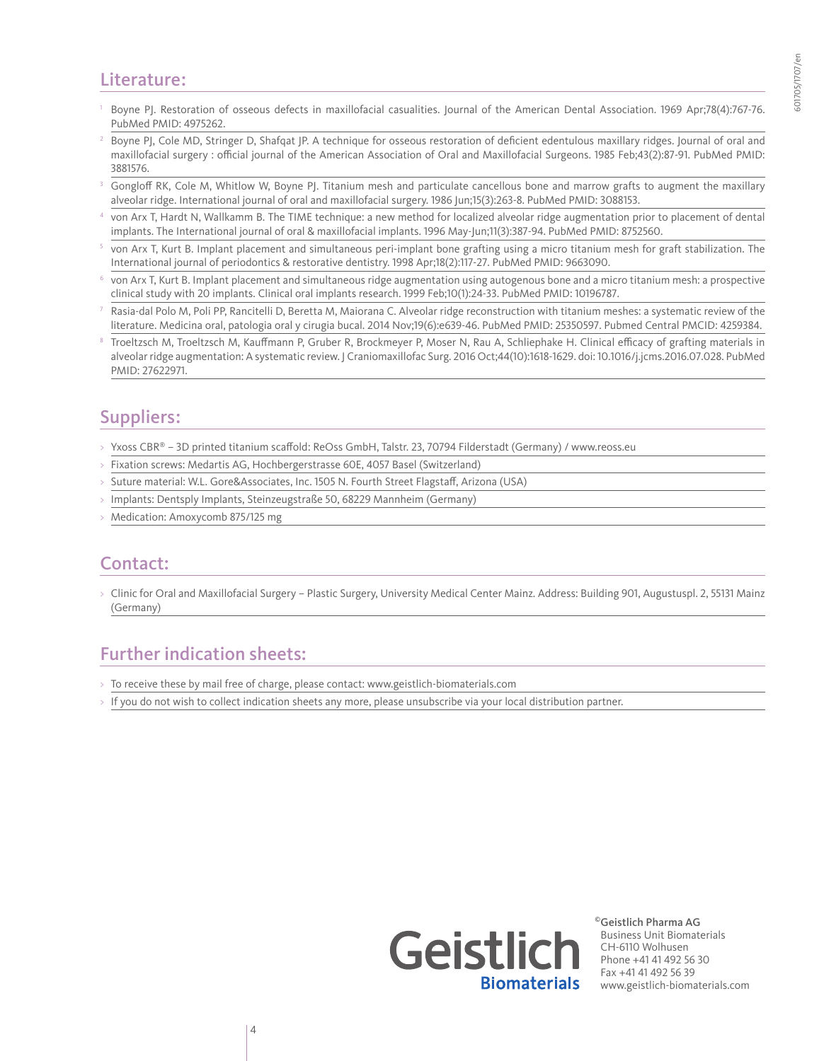## Literature:

1. Boyne PJ. Restoration of osseous defects in maxillofacial casualities. Journal of the American Dental Association. 1969 Apr;78(4):767-76. PubMed PMID: 4975262.
2. Boyne PJ, Cole MD, Stringer D, Shafqat JP. A technique for osseous restoration of deficient edentulous maxillary ridges. Journal of oral and maxillofacial surgery : official journal of the American Association of Oral and Maxillofacial Surgeons. 1985 Feb;43(2):87-91. PubMed PMID: 3881576.
3. Gongloff RK, Cole M, Whitlow W, Boyne PJ. Titanium mesh and particulate cancellous bone and marrow grafts to augment the maxillary alveolar ridge. International journal of oral and maxillofacial surgery. 1986 Jun;15(3):263-8. PubMed PMID: 3088153.
4. von Arx T, Hardt N, Wallkamm B. The TIME technique: a new method for localized alveolar ridge augmentation prior to placement of dental implants. The International journal of oral & maxillofacial implants. 1996 May-Jun;11(3):387-94. PubMed PMID: 8752560.
5. von Arx T, Kurt B. Implant placement and simultaneous peri-implant bone grafting using a micro titanium mesh for graft stabilization. The International journal of periodontics & restorative dentistry. 1998 Apr;18(2):117-27. PubMed PMID: 9663090.
6. von Arx T, Kurt B. Implant placement and simultaneous ridge augmentation using autogenous bone and a micro titanium mesh: a prospective clinical study with 20 implants. Clinical oral implants research. 1999 Feb;10(1):24-33. PubMed PMID: 10196787.
7. Rasia-dal Polo M, Poli PP, Rancitelli D, Beretta M, Maiorana C. Alveolar ridge reconstruction with titanium meshes: a systematic review of the literature. Medicina oral, patologia oral y cirugia bucal. 2014 Nov;19(6):e639-46. PubMed PMID: 25350597. Pubmed Central PMCID: 4259384.
8. Troeltzsch M, Troeltzsch M, Kauffmann P, Gruber R, Brockmeyer P, Moser N, Rau A, Schliephake H. Clinical efficacy of grafting materials in alveolar ridge augmentation: A systematic review. J Craniomaxillofac Surg. 2016 Oct;44(10):1618-1629. doi: 10.1016/j.jcms.2016.07.028. PubMed PMID: 27622971.

## Suppliers:

- Yxoss CBR® – 3D printed titanium scaffold: ReOss GmbH, Talstr. 23, 70794 Filderstadt (Germany) / www.reoss.eu
- Fixation screws: Medartis AG, Hochbergerstrasse 60E, 4057 Basel (Switzerland)
- Suture material: W.L. Gore&Associates, Inc. 1505 N. Fourth Street Flagstaff, Arizona (USA)
- Implants: Dentsply Implants, Steinzeugstraße 50, 68229 Mannheim (Germany)
- Medication: Amoxycomb 875/125 mg

## Contact:

- Clinic for Oral and Maxillofacial Surgery – Plastic Surgery, University Medical Center Mainz. Address: Building 901, Augustuspl. 2, 55131 Mainz (Germany)

## Further indication sheets:

- To receive these by mail free of charge, please contact: www.geistlich-biomaterials.com
- If you do not wish to collect indication sheets any more, please unsubscribe via your local distribution partner.

Geistlich Biomaterials

**©Geistlich Pharma AG**
Business Unit Biomaterials
CH-6110 Wolhusen
Phone +41 41 492 56 30
Fax +41 41 492 56 39
www.geistlich-biomaterials.com

601705/1707/en